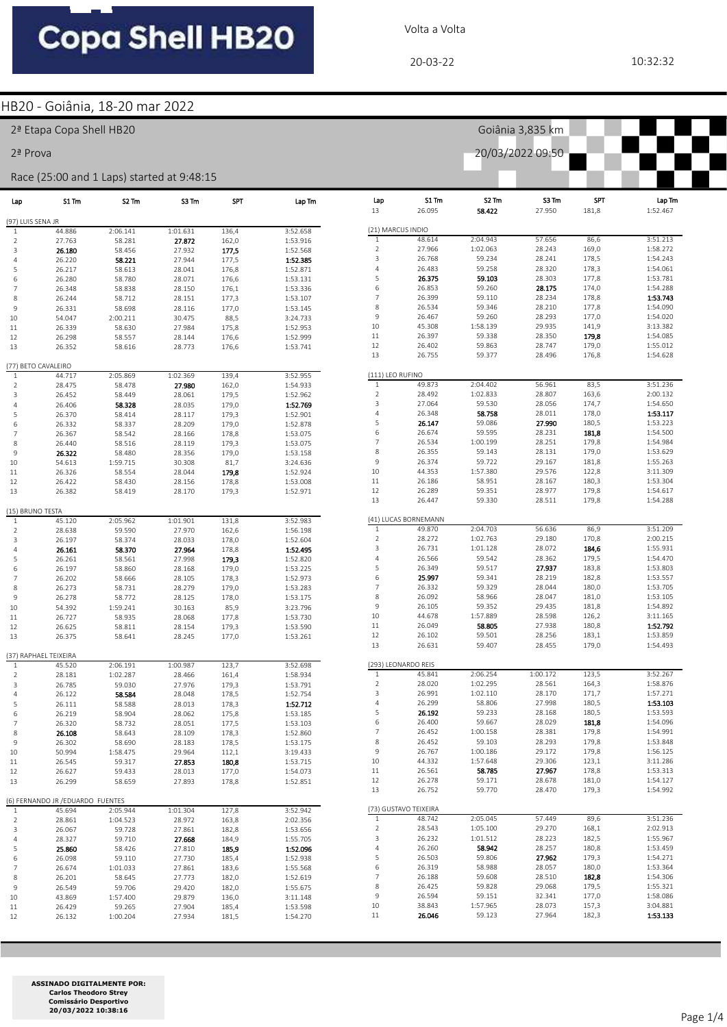# Copa Shell HB20

Volta a Volta

20-03-22

10:32:32

## HB20 - Goiânia, 18-20 mar 2022

2ª Etapa Copa Shell HB20 — Goiânia 3,835 km

2ª Prova — 20/03/2022 09:50

Race (25:00 and 1 Laps) started at 9:48:15

| Lap | S1 Tm | S2 Tm | S3 Tm | SPT | Lap Tm |
|---|---|---|---|---|---|
| **(97) LUIS SENA JR** | | | | | |
| 1 | 44.886 | 2:06.141 | 1:01.631 | 136,4 | 3:52.658 |
| 2 | 27.763 | 58.281 | **27.872** | 162,0 | 1:53.916 |
| 3 | **26.180** | 58.456 | 27.932 | **177,5** | 1:52.568 |
| 4 | 26.220 | **58.221** | 27.944 | 177,5 | **1:52.385** |
| 5 | 26.217 | 58.613 | 28.041 | 176,8 | 1:52.871 |
| 6 | 26.280 | 58.780 | 28.071 | 176,6 | 1:53.131 |
| 7 | 26.348 | 58.838 | 28.150 | 176,1 | 1:53.336 |
| 8 | 26.244 | 58.712 | 28.151 | 177,3 | 1:53.107 |
| 9 | 26.331 | 58.698 | 28.116 | 177,0 | 1:53.145 |
| 10 | 54.047 | 2:00.211 | 30.475 | 88,5 | 3:24.733 |
| 11 | 26.339 | 58.630 | 27.984 | 175,8 | 1:52.953 |
| 12 | 26.298 | 58.557 | 28.144 | 176,6 | 1:52.999 |
| 13 | 26.352 | 58.616 | 28.773 | 176,6 | 1:53.741 |
| **(77) BETO CAVALEIRO** | | | | | |
| 1 | 44.717 | 2:05.869 | 1:02.369 | 139,4 | 3:52.955 |
| 2 | 28.475 | 58.478 | **27.980** | 162,0 | 1:54.933 |
| 3 | 26.452 | 58.449 | 28.061 | 179,5 | 1:52.962 |
| 4 | 26.406 | **58.328** | 28.035 | 179,0 | **1:52.769** |
| 5 | 26.370 | 58.414 | 28.117 | 179,3 | 1:52.901 |
| 6 | 26.332 | 58.337 | 28.209 | 179,0 | 1:52.878 |
| 7 | 26.367 | 58.542 | 28.166 | 178,8 | 1:53.075 |
| 8 | 26.440 | 58.516 | 28.119 | 179,3 | 1:53.075 |
| 9 | **26.322** | 58.480 | 28.356 | 179,0 | 1:53.158 |
| 10 | 54.613 | 1:59.715 | 30.308 | 81,7 | 3:24.636 |
| 11 | 26.326 | 58.554 | 28.044 | **179,8** | 1:52.924 |
| 12 | 26.422 | 58.430 | 28.156 | 178,8 | 1:53.008 |
| 13 | 26.382 | 58.419 | 28.170 | 179,3 | 1:52.971 |
| **(15) BRUNO TESTA** | | | | | |
| 1 | 45.120 | 2:05.962 | 1:01.901 | 131,8 | 3:52.983 |
| 2 | 28.638 | 59.590 | 27.970 | 162,6 | 1:56.198 |
| 3 | 26.197 | 58.374 | 28.033 | 178,0 | 1:52.604 |
| 4 | **26.161** | **58.370** | **27.964** | 178,8 | **1:52.495** |
| 5 | 26.261 | 58.561 | 27.998 | **179,3** | 1:52.820 |
| 6 | 26.197 | 58.860 | 28.168 | 179,0 | 1:53.225 |
| 7 | 26.202 | 58.666 | 28.105 | 178,3 | 1:52.973 |
| 8 | 26.273 | 58.731 | 28.279 | 179,0 | 1:53.283 |
| 9 | 26.278 | 58.772 | 28.125 | 178,0 | 1:53.175 |
| 10 | 54.392 | 1:59.241 | 30.163 | 85,9 | 3:23.796 |
| 11 | 26.727 | 58.935 | 28.068 | 177,8 | 1:53.730 |
| 12 | 26.625 | 58.811 | 28.154 | 179,3 | 1:53.590 |
| 13 | 26.375 | 58.641 | 28.245 | 177,0 | 1:53.261 |
| **(37) RAPHAEL TEIXEIRA** | | | | | |
| 1 | 45.520 | 2:06.191 | 1:00.987 | 123,7 | 3:52.698 |
| 2 | 28.181 | 1:02.287 | 28.466 | 161,4 | 1:58.934 |
| 3 | 26.785 | 59.030 | 27.976 | 179,3 | 1:53.791 |
| 4 | 26.122 | **58.584** | 28.048 | 178,5 | 1:52.754 |
| 5 | 26.111 | 58.588 | 28.013 | 178,3 | **1:52.712** |
| 6 | 26.219 | 58.904 | 28.062 | 175,8 | 1:53.185 |
| 7 | 26.320 | 58.732 | 28.051 | 177,5 | 1:53.103 |
| 8 | **26.108** | 58.643 | 28.109 | 178,3 | 1:52.860 |
| 9 | 26.302 | 58.690 | 28.183 | 178,5 | 1:53.175 |
| 10 | 50.994 | 1:58.475 | 29.964 | 112,1 | 3:19.433 |
| 11 | 26.545 | 59.317 | **27.853** | **180,8** | 1:53.715 |
| 12 | 26.627 | 59.433 | 28.013 | 177,0 | 1:54.073 |
| 13 | 26.299 | 58.659 | 27.893 | 178,8 | 1:52.851 |
| **(6) FERNANDO JR /EDUARDO FUENTES** | | | | | |
| 1 | 45.694 | 2:05.944 | 1:01.304 | 127,8 | 3:52.942 |
| 2 | 28.861 | 1:04.523 | 28.972 | 163,8 | 2:02.356 |
| 3 | 26.067 | 59.728 | 27.861 | 182,8 | 1:53.656 |
| 4 | 28.327 | 59.710 | **27.668** | 184,9 | 1:55.705 |
| 5 | **25.860** | 58.426 | 27.810 | **185,9** | **1:52.096** |
| 6 | 26.098 | 59.110 | 27.730 | 185,4 | 1:52.938 |
| 7 | 26.674 | 1:01.033 | 27.861 | 183,6 | 1:55.568 |
| 8 | 26.201 | 58.645 | 27.773 | 182,0 | 1:52.619 |
| 9 | 26.549 | 59.706 | 29.420 | 182,0 | 1:55.675 |
| 10 | 43.869 | 1:57.400 | 29.879 | 136,0 | 3:11.148 |
| 11 | 26.429 | 59.265 | 27.904 | 185,4 | 1:53.598 |
| 12 | 26.132 | 1:00.204 | 27.934 | 181,5 | 1:54.270 |
| 13 | 26.095 | **58.422** | 27.950 | 181,8 | 1:52.467 |
| **(21) MARCUS INDIO** | | | | | |
| 1 | 48.614 | 2:04.943 | 57.656 | 86,6 | 3:51.213 |
| 2 | 27.966 | 1:02.063 | 28.243 | 169,0 | 1:58.272 |
| 3 | 26.768 | 59.234 | 28.241 | 178,5 | 1:54.243 |
| 4 | 26.483 | 59.258 | 28.320 | 178,3 | 1:54.061 |
| 5 | **26.375** | **59.103** | 28.303 | 177,8 | 1:53.781 |
| 6 | 26.853 | 59.260 | **28.175** | 174,0 | 1:54.288 |
| 7 | 26.399 | 59.110 | 28.234 | 178,8 | **1:53.743** |
| 8 | 26.534 | 59.346 | 28.210 | 177,8 | 1:54.090 |
| 9 | 26.467 | 59.260 | 28.293 | 177,0 | 1:54.020 |
| 10 | 45.308 | 1:58.139 | 29.935 | 141,9 | 3:13.382 |
| 11 | 26.397 | 59.338 | 28.350 | **179,8** | 1:54.085 |
| 12 | 26.402 | 59.863 | 28.747 | 179,0 | 1:55.012 |
| 13 | 26.755 | 59.377 | 28.496 | 176,8 | 1:54.628 |
| **(111) LEO RUFINO** | | | | | |
| 1 | 49.873 | 2:04.402 | 56.961 | 83,5 | 3:51.236 |
| 2 | 28.492 | 1:02.833 | 28.807 | 163,6 | 2:00.132 |
| 3 | 27.064 | 59.530 | 28.056 | 174,7 | 1:54.650 |
| 4 | 26.348 | **58.758** | 28.011 | 178,0 | **1:53.117** |
| 5 | **26.147** | 59.086 | **27.990** | 180,5 | 1:53.223 |
| 6 | 26.674 | 59.595 | 28.231 | **181,8** | 1:54.500 |
| 7 | 26.534 | 1:00.199 | 28.251 | 179,8 | 1:54.984 |
| 8 | 26.355 | 59.143 | 28.131 | 179,0 | 1:53.629 |
| 9 | 26.374 | 59.722 | 29.167 | 181,8 | 1:55.263 |
| 10 | 44.353 | 1:57.380 | 29.576 | 122,8 | 3:11.309 |
| 11 | 26.186 | 58.951 | 28.167 | 180,3 | 1:53.304 |
| 12 | 26.289 | 59.351 | 28.977 | 179,8 | 1:54.617 |
| 13 | 26.447 | 59.330 | 28.511 | 179,8 | 1:54.288 |
| **(41) LUCAS BORNEMANN** | | | | | |
| 1 | 49.870 | 2:04.703 | 56.636 | 86,9 | 3:51.209 |
| 2 | 28.272 | 1:02.763 | 29.180 | 170,8 | 2:00.215 |
| 3 | 26.731 | 1:01.128 | 28.072 | **184,6** | 1:55.931 |
| 4 | 26.566 | 59.542 | 28.362 | 179,5 | 1:54.470 |
| 5 | 26.349 | 59.517 | **27.937** | 183,8 | 1:53.803 |
| 6 | **25.997** | 59.341 | 28.219 | 182,8 | 1:53.557 |
| 7 | 26.332 | 59.329 | 28.044 | 180,0 | 1:53.705 |
| 8 | 26.092 | 58.966 | 28.047 | 181,0 | 1:53.105 |
| 9 | 26.105 | 59.352 | 29.435 | 181,8 | 1:54.892 |
| 10 | 44.678 | 1:57.889 | 28.598 | 126,2 | 3:11.165 |
| 11 | 26.049 | **58.805** | 27.938 | 180,8 | **1:52.792** |
| 12 | 26.102 | 59.501 | 28.256 | 183,1 | 1:53.859 |
| 13 | 26.631 | 59.407 | 28.455 | 179,0 | 1:54.493 |
| **(293) LEONARDO REIS** | | | | | |
| 1 | 45.841 | 2:06.254 | 1:00.172 | 123,5 | 3:52.267 |
| 2 | 28.020 | 1:02.295 | 28.561 | 164,3 | 1:58.876 |
| 3 | 26.991 | 1:02.110 | 28.170 | 171,7 | 1:57.271 |
| 4 | 26.299 | 58.806 | 27.998 | 180,5 | **1:53.103** |
| 5 | **26.192** | 59.233 | 28.168 | 180,5 | 1:53.593 |
| 6 | 26.400 | 59.667 | 28.029 | **181,8** | 1:54.096 |
| 7 | 26.452 | 1:00.158 | 28.381 | 179,8 | 1:54.991 |
| 8 | 26.452 | 59.103 | 28.293 | 179,8 | 1:53.848 |
| 9 | 26.767 | 1:00.186 | 29.172 | 179,8 | 1:56.125 |
| 10 | 44.332 | 1:57.648 | 29.306 | 123,1 | 3:11.286 |
| 11 | 26.561 | **58.785** | **27.967** | 178,8 | 1:53.313 |
| 12 | 26.278 | 59.171 | 28.678 | 181,0 | 1:54.127 |
| 13 | 26.752 | 59.770 | 28.470 | 179,3 | 1:54.992 |
| **(73) GUSTAVO TEIXEIRA** | | | | | |
| 1 | 48.742 | 2:05.045 | 57.449 | 89,6 | 3:51.236 |
| 2 | 28.543 | 1:05.100 | 29.270 | 168,1 | 2:02.913 |
| 3 | 26.232 | 1:01.512 | 28.223 | 182,5 | 1:55.967 |
| 4 | 26.260 | **58.942** | 28.257 | 180,8 | 1:53.459 |
| 5 | 26.503 | 59.806 | **27.962** | 179,3 | 1:54.271 |
| 6 | 26.319 | 58.988 | 28.057 | 180,0 | 1:53.364 |
| 7 | 26.188 | 59.608 | 28.510 | **182,8** | 1:54.306 |
| 8 | 26.425 | 59.828 | 29.068 | 179,5 | 1:55.321 |
| 9 | 26.594 | 59.151 | 32.341 | 177,0 | 1:58.086 |
| 10 | 38.843 | 1:57.965 | 28.073 | 157,3 | 3:04.881 |
| 11 | **26.046** | 59.123 | 27.964 | 182,3 | **1:53.133** |

**ASSINADO DIGITALMENTE POR:**
**Carlos Theodoro Strey**
**Comissário Desportivo**
**20/03/2022 10:38:16**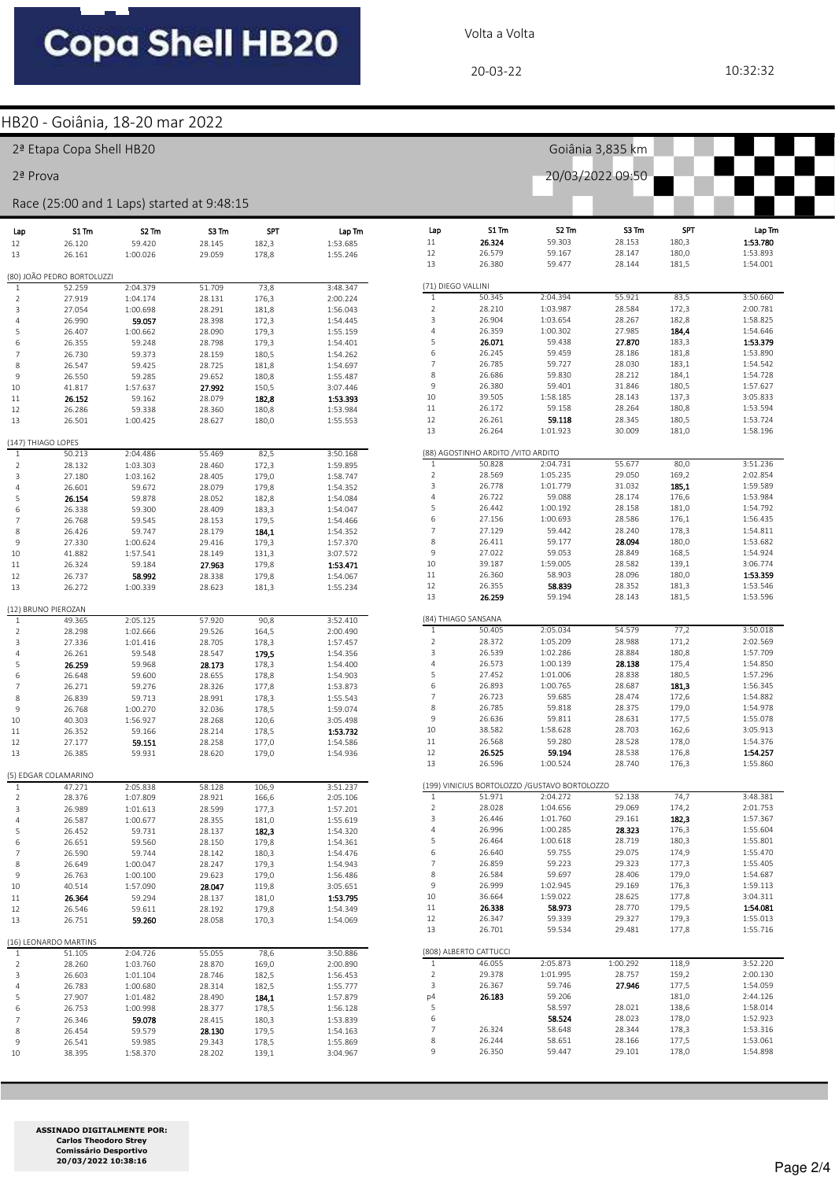# Copa Shell HB20

Volta a Volta

20-03-22 10:32:32

## HB20 - Goiânia, 18-20 mar 2022

2ª Etapa Copa Shell HB20 — Goiânia 3,835 km

2ª Prova — 20/03/2022 09:50

Race (25:00 and 1 Laps) started at 9:48:15

| Lap | S1 Tm | S2 Tm | S3 Tm | SPT | Lap Tm |
|---|---|---|---|---|---|
| 12 | 26.120 | 59.420 | 28.145 | 182,3 | 1:53.685 |
| 13 | 26.161 | 1:00.026 | 29.059 | 178,8 | 1:55.246 |

### (80) JOÃO PEDRO BORTOLUZZI

| Lap | S1 Tm | S2 Tm | S3 Tm | SPT | Lap Tm |
|---|---|---|---|---|---|
| 1 | 52.259 | 2:04.379 | 51.709 | 73,8 | 3:48.347 |
| 2 | 27.919 | 1:04.174 | 28.131 | 176,3 | 2:00.224 |
| 3 | 27.054 | 1:00.698 | 28.291 | 181,8 | 1:56.043 |
| 4 | 26.990 | **59.057** | 28.398 | 172,3 | 1:54.445 |
| 5 | 26.407 | 1:00.662 | 28.090 | 179,3 | 1:55.159 |
| 6 | 26.355 | 59.248 | 28.798 | 179,3 | 1:54.401 |
| 7 | 26.730 | 59.373 | 28.159 | 180,5 | 1:54.262 |
| 8 | 26.547 | 59.425 | 28.725 | 181,8 | 1:54.697 |
| 9 | 26.550 | 59.285 | 29.652 | 180,8 | 1:55.487 |
| 10 | 41.817 | 1:57.637 | **27.992** | 150,5 | 3:07.446 |
| 11 | **26.152** | 59.162 | 28.079 | **182,8** | **1:53.393** |
| 12 | 26.286 | 59.338 | 28.360 | 180,8 | 1:53.984 |
| 13 | 26.501 | 1:00.425 | 28.627 | 180,0 | 1:55.553 |

### (147) THIAGO LOPES

| Lap | S1 Tm | S2 Tm | S3 Tm | SPT | Lap Tm |
|---|---|---|---|---|---|
| 1 | 50.213 | 2:04.486 | 55.469 | 82,5 | 3:50.168 |
| 2 | 28.132 | 1:03.303 | 28.460 | 172,3 | 1:59.895 |
| 3 | 27.180 | 1:03.162 | 28.405 | 179,0 | 1:58.747 |
| 4 | 26.601 | 59.672 | 28.079 | 179,8 | 1:54.352 |
| 5 | **26.154** | 59.878 | 28.052 | 182,8 | 1:54.084 |
| 6 | 26.338 | 59.300 | 28.409 | 183,3 | 1:54.047 |
| 7 | 26.768 | 59.545 | 28.153 | 179,5 | 1:54.466 |
| 8 | 26.426 | 59.747 | 28.179 | **184,1** | 1:54.352 |
| 9 | 27.330 | 1:00.624 | 29.416 | 179,3 | 1:57.370 |
| 10 | 41.882 | 1:57.541 | 28.149 | 131,3 | 3:07.572 |
| 11 | 26.324 | 59.184 | **27.963** | 179,8 | **1:53.471** |
| 12 | 26.737 | **58.992** | 28.338 | 179,8 | 1:54.067 |
| 13 | 26.272 | 1:00.339 | 28.623 | 181,3 | 1:55.234 |

### (12) BRUNO PIEROZAN

| Lap | S1 Tm | S2 Tm | S3 Tm | SPT | Lap Tm |
|---|---|---|---|---|---|
| 1 | 49.365 | 2:05.125 | 57.920 | 90,8 | 3:52.410 |
| 2 | 28.298 | 1:02.666 | 29.526 | 164,5 | 2:00.490 |
| 3 | 27.336 | 1:01.416 | 28.705 | 178,3 | 1:57.457 |
| 4 | 26.261 | 59.548 | 28.547 | **179,5** | 1:54.356 |
| 5 | **26.259** | 59.968 | **28.173** | 178,3 | 1:54.400 |
| 6 | 26.648 | 59.600 | 28.655 | 178,8 | 1:54.903 |
| 7 | 26.271 | 59.276 | 28.326 | 177,8 | 1:53.873 |
| 8 | 26.839 | 59.713 | 28.991 | 178,3 | 1:55.543 |
| 9 | 26.768 | 1:00.270 | 32.036 | 178,5 | 1:59.074 |
| 10 | 40.303 | 1:56.927 | 28.268 | 120,6 | 3:05.498 |
| 11 | 26.352 | 59.166 | 28.214 | 178,5 | **1:53.732** |
| 12 | 27.177 | **59.151** | 28.258 | 177,0 | 1:54.586 |
| 13 | 26.385 | 59.931 | 28.620 | 179,0 | 1:54.936 |

### (5) EDGAR COLAMARINO

| Lap | S1 Tm | S2 Tm | S3 Tm | SPT | Lap Tm |
|---|---|---|---|---|---|
| 1 | 47.271 | 2:05.838 | 58.128 | 106,9 | 3:51.237 |
| 2 | 28.376 | 1:07.809 | 28.921 | 166,6 | 2:05.106 |
| 3 | 26.989 | 1:01.613 | 28.599 | 177,3 | 1:57.201 |
| 4 | 26.587 | 1:00.677 | 28.355 | 181,0 | 1:55.619 |
| 5 | 26.452 | 59.731 | 28.137 | **182,3** | 1:54.320 |
| 6 | 26.651 | 59.560 | 28.150 | 179,8 | 1:54.361 |
| 7 | 26.590 | 59.744 | 28.142 | 180,3 | 1:54.476 |
| 8 | 26.649 | 1:00.047 | 28.247 | 179,3 | 1:54.943 |
| 9 | 26.763 | 1:00.100 | 29.623 | 179,0 | 1:56.486 |
| 10 | 40.514 | 1:57.090 | **28.047** | 119,8 | 3:05.651 |
| 11 | **26.364** | 59.294 | 28.137 | 181,0 | **1:53.795** |
| 12 | 26.546 | 59.611 | 28.192 | 179,8 | 1:54.349 |
| 13 | 26.751 | **59.260** | 28.058 | 170,3 | 1:54.069 |

### (16) LEONARDO MARTINS

| Lap | S1 Tm | S2 Tm | S3 Tm | SPT | Lap Tm |
|---|---|---|---|---|---|
| 1 | 51.105 | 2:04.726 | 55.055 | 78,6 | 3:50.886 |
| 2 | 28.260 | 1:03.760 | 28.870 | 169,0 | 2:00.890 |
| 3 | 26.603 | 1:01.104 | 28.746 | 182,5 | 1:56.453 |
| 4 | 26.783 | 1:00.680 | 28.314 | 182,5 | 1:55.777 |
| 5 | 27.907 | 1:01.482 | 28.490 | **184,1** | 1:57.879 |
| 6 | 26.753 | 1:00.998 | 28.377 | 178,5 | 1:56.128 |
| 7 | 26.346 | **59.078** | 28.415 | 180,3 | 1:53.839 |
| 8 | 26.454 | 59.579 | **28.130** | 179,5 | 1:54.163 |
| 9 | 26.541 | 59.985 | 29.343 | 178,5 | 1:55.869 |
| 10 | 38.395 | 1:58.370 | 28.202 | 139,1 | 3:04.967 |

| Lap | S1 Tm | S2 Tm | S3 Tm | SPT | Lap Tm |
|---|---|---|---|---|---|
| 11 | **26.324** | 59.303 | 28.153 | 180,3 | **1:53.780** |
| 12 | 26.579 | 59.167 | 28.147 | 180,0 | 1:53.893 |
| 13 | 26.380 | 59.477 | 28.144 | 181,5 | 1:54.001 |

### (71) DIEGO VALLINI

| Lap | S1 Tm | S2 Tm | S3 Tm | SPT | Lap Tm |
|---|---|---|---|---|---|
| 1 | 50.345 | 2:04.394 | 55.921 | 83,5 | 3:50.660 |
| 2 | 28.210 | 1:03.987 | 28.584 | 172,3 | 2:00.781 |
| 3 | 26.904 | 1:03.654 | 28.267 | 182,8 | 1:58.825 |
| 4 | 26.359 | 1:00.302 | 27.985 | **184,4** | 1:54.646 |
| 5 | **26.071** | 59.438 | **27.870** | 183,3 | **1:53.379** |
| 6 | 26.245 | 59.459 | 28.186 | 181,8 | 1:53.890 |
| 7 | 26.785 | 59.727 | 28.030 | 183,1 | 1:54.542 |
| 8 | 26.686 | 59.830 | 28.212 | 184,1 | 1:54.728 |
| 9 | 26.380 | 59.401 | 31.846 | 180,5 | 1:57.627 |
| 10 | 39.505 | 1:58.185 | 28.143 | 137,3 | 3:05.833 |
| 11 | 26.172 | 59.158 | 28.264 | 180,8 | 1:53.594 |
| 12 | 26.261 | **59.118** | 28.345 | 180,5 | 1:53.724 |
| 13 | 26.264 | 1:01.923 | 30.009 | 181,0 | 1:58.196 |

### (88) AGOSTINHO ARDITO /VITO ARDITO

| Lap | S1 Tm | S2 Tm | S3 Tm | SPT | Lap Tm |
|---|---|---|---|---|---|
| 1 | 50.828 | 2:04.731 | 55.677 | 80,0 | 3:51.236 |
| 2 | 28.569 | 1:05.235 | 29.050 | 169,2 | 2:02.854 |
| 3 | 26.778 | 1:01.779 | 31.032 | **185,1** | 1:59.589 |
| 4 | 26.722 | 59.088 | 28.174 | 176,6 | 1:53.984 |
| 5 | 26.442 | 1:00.192 | 28.158 | 181,0 | 1:54.792 |
| 6 | 27.156 | 1:00.693 | 28.586 | 176,1 | 1:56.435 |
| 7 | 27.129 | 59.442 | 28.240 | 178,3 | 1:54.811 |
| 8 | 26.411 | 59.177 | **28.094** | 180,0 | 1:53.682 |
| 9 | 27.022 | 59.053 | 28.849 | 168,5 | 1:54.924 |
| 10 | 39.187 | 1:59.005 | 28.582 | 139,1 | 3:06.774 |
| 11 | 26.360 | 58.903 | 28.096 | 180,0 | **1:53.359** |
| 12 | 26.355 | **58.839** | 28.352 | 181,3 | 1:53.546 |
| 13 | **26.259** | 59.194 | 28.143 | 181,5 | 1:53.596 |

### (84) THIAGO SANSANA

| Lap | S1 Tm | S2 Tm | S3 Tm | SPT | Lap Tm |
|---|---|---|---|---|---|
| 1 | 50.405 | 2:05.034 | 54.579 | 77,2 | 3:50.018 |
| 2 | 28.372 | 1:05.209 | 28.988 | 171,2 | 2:02.569 |
| 3 | 26.539 | 1:02.286 | 28.884 | 180,8 | 1:57.709 |
| 4 | 26.573 | 1:00.139 | **28.138** | 175,4 | 1:54.850 |
| 5 | 27.452 | 1:01.006 | 28.838 | 180,5 | 1:57.296 |
| 6 | 26.893 | 1:00.765 | 28.687 | **181,3** | 1:56.345 |
| 7 | 26.723 | 59.685 | 28.474 | 172,6 | 1:54.882 |
| 8 | 26.785 | 59.818 | 28.375 | 179,0 | 1:54.978 |
| 9 | 26.636 | 59.811 | 28.631 | 177,5 | 1:55.078 |
| 10 | 38.582 | 1:58.628 | 28.703 | 162,6 | 3:05.913 |
| 11 | 26.568 | 59.280 | 28.528 | 178,0 | 1:54.376 |
| 12 | **26.525** | **59.194** | 28.538 | 176,8 | **1:54.257** |
| 13 | 26.596 | 1:00.524 | 28.740 | 176,3 | 1:55.860 |

### (199) VINICIUS BORTOLOZZO /GUSTAVO BORTOLOZZO

| Lap | S1 Tm | S2 Tm | S3 Tm | SPT | Lap Tm |
|---|---|---|---|---|---|
| 1 | 51.971 | 2:04.272 | 52.138 | 74,7 | 3:48.381 |
| 2 | 28.028 | 1:04.656 | 29.069 | 174,2 | 2:01.753 |
| 3 | 26.446 | 1:01.760 | 29.161 | **182,3** | 1:57.367 |
| 4 | 26.996 | 1:00.285 | **28.323** | 176,3 | 1:55.604 |
| 5 | 26.464 | 1:00.618 | 28.719 | 180,3 | 1:55.801 |
| 6 | 26.640 | 59.755 | 29.075 | 174,9 | 1:55.470 |
| 7 | 26.859 | 59.223 | 29.323 | 177,3 | 1:55.405 |
| 8 | 26.584 | 59.697 | 28.406 | 179,0 | 1:54.687 |
| 9 | 26.999 | 1:02.945 | 29.169 | 176,3 | 1:59.113 |
| 10 | 36.664 | 1:59.022 | 28.625 | 177,8 | 3:04.311 |
| 11 | **26.338** | **58.973** | 28.770 | 179,5 | **1:54.081** |
| 12 | 26.347 | 59.339 | 29.327 | 179,3 | 1:55.013 |
| 13 | 26.701 | 59.534 | 29.481 | 177,8 | 1:55.716 |

### (808) ALBERTO CATTUCCI

| Lap | S1 Tm | S2 Tm | S3 Tm | SPT | Lap Tm |
|---|---|---|---|---|---|
| 1 | 46.055 | 2:05.873 | 1:00.292 | 118,9 | 3:52.220 |
| 2 | 29.378 | 1:01.995 | 28.757 | 159,2 | 2:00.130 |
| 3 | 26.367 | 59.746 | **27.946** | 177,5 | 1:54.059 |
| p4 | **26.183** | 59.206 | | 181,0 | 2:44.126 |
| 5 | | 58.597 | 28.021 | 138,6 | 1:58.014 |
| 6 | | **58.524** | 28.023 | 178,0 | 1:52.923 |
| 7 | 26.324 | 58.648 | 28.344 | 178,3 | 1:53.316 |
| 8 | 26.244 | 58.651 | 28.166 | 177,5 | 1:53.061 |
| 9 | 26.350 | 59.447 | 29.101 | 178,0 | 1:54.898 |

**ASSINADO DIGITALMENTE POR:**
**Carlos Theodoro Strey**
**Comissário Desportivo**
**20/03/2022 10:38:16**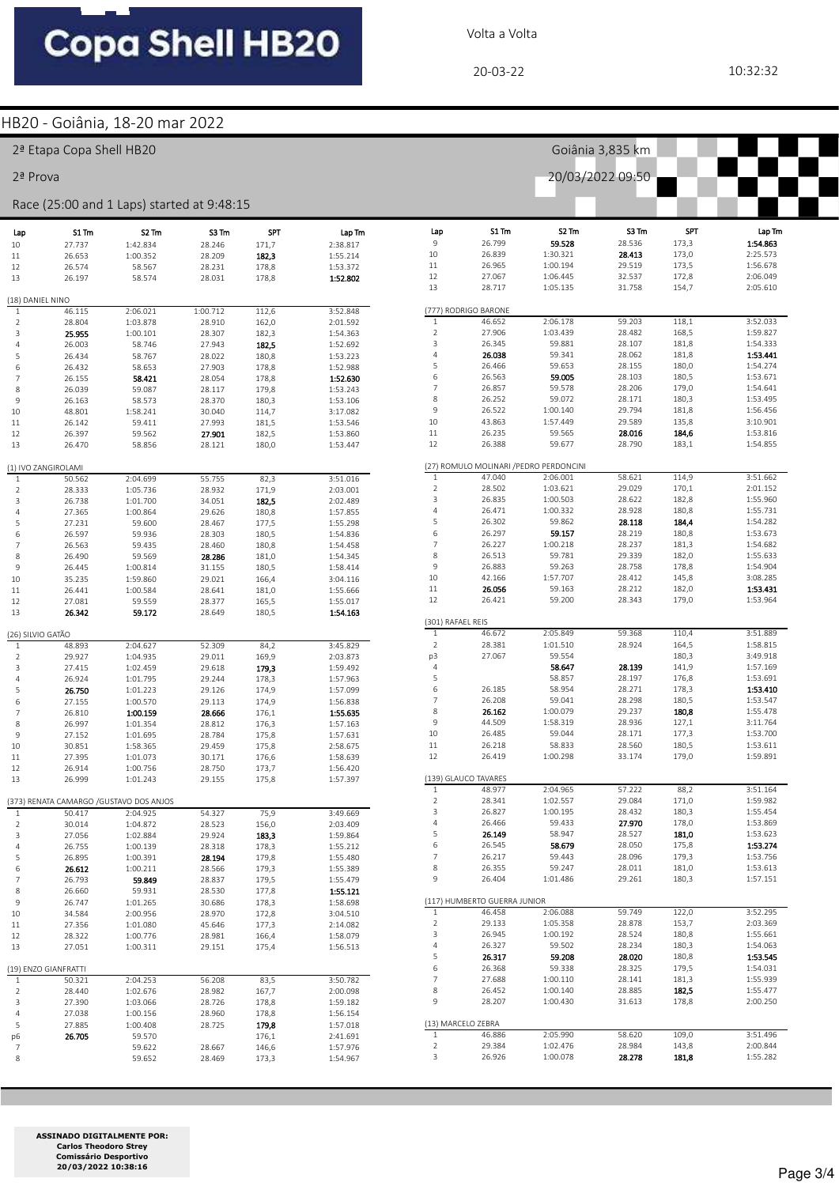Volta a Volta

20-03-22 10:32:32

## HB20 - Goiânia, 18-20 mar 2022

2ª Etapa Copa Shell HB20 — Goiânia 3,835 km

2ª Prova — 20/03/2022 09:50

Race (25:00 and 1 Laps) started at 9:48:15

| Lap | S1 Tm | S2 Tm | S3 Tm | SPT | Lap Tm |
|---|---|---|---|---|---|
| 10 | 27.737 | 1:42.834 | 28.246 | 171,7 | 2:38.817 |
| 11 | 26.653 | 1:00.352 | 28.209 | **182,3** | 1:55.214 |
| 12 | 26.574 | 58.567 | 28.231 | 178,8 | 1:53.372 |
| 13 | 26.197 | 58.574 | 28.031 | 178,8 | **1:52.802** |

(18) DANIEL NINO

| Lap | S1 Tm | S2 Tm | S3 Tm | SPT | Lap Tm |
|---|---|---|---|---|---|
| 1 | 46.115 | 2:06.021 | 1:00.712 | 112,6 | 3:52.848 |
| 2 | 28.804 | 1:03.878 | 28.910 | 162,0 | 2:01.592 |
| 3 | **25.955** | 1:00.101 | 28.307 | 182,3 | 1:54.363 |
| 4 | 26.003 | 58.746 | 27.943 | **182,5** | 1:52.692 |
| 5 | 26.434 | 58.767 | 28.022 | 180,8 | 1:53.223 |
| 6 | 26.432 | 58.653 | 27.903 | 178,8 | 1:52.988 |
| 7 | 26.155 | **58.421** | 28.054 | 178,8 | **1:52.630** |
| 8 | 26.039 | 59.087 | 28.117 | 179,8 | 1:53.243 |
| 9 | 26.163 | 58.573 | 28.370 | 180,3 | 1:53.106 |
| 10 | 48.801 | 1:58.241 | 30.040 | 114,7 | 3:17.082 |
| 11 | 26.142 | 59.411 | 27.993 | 181,5 | 1:53.546 |
| 12 | 26.397 | 59.562 | **27.901** | 182,5 | 1:53.860 |
| 13 | 26.470 | 58.856 | 28.121 | 180,0 | 1:53.447 |

(1) IVO ZANGIROLAMI

| Lap | S1 Tm | S2 Tm | S3 Tm | SPT | Lap Tm |
|---|---|---|---|---|---|
| 1 | 50.562 | 2:04.699 | 55.755 | 82,3 | 3:51.016 |
| 2 | 28.333 | 1:05.736 | 28.932 | 171,9 | 2:03.001 |
| 3 | 26.738 | 1:01.700 | 34.051 | **182,5** | 2:02.489 |
| 4 | 27.365 | 1:00.864 | 29.626 | 180,8 | 1:57.855 |
| 5 | 27.231 | 59.600 | 28.467 | 177,5 | 1:55.298 |
| 6 | 26.597 | 59.936 | 28.303 | 180,5 | 1:54.836 |
| 7 | 26.563 | 59.435 | 28.460 | 180,8 | 1:54.458 |
| 8 | 26.490 | 59.569 | **28.286** | 181,0 | 1:54.345 |
| 9 | 26.445 | 1:00.814 | 31.155 | 180,5 | 1:58.414 |
| 10 | 35.235 | 1:59.860 | 29.021 | 166,4 | 3:04.116 |
| 11 | 26.441 | 1:00.584 | 28.641 | 181,0 | 1:55.666 |
| 12 | 27.081 | 59.559 | 28.377 | 165,5 | 1:55.017 |
| 13 | **26.342** | **59.172** | 28.649 | 180,5 | **1:54.163** |

(26) SILVIO GATÃO

| Lap | S1 Tm | S2 Tm | S3 Tm | SPT | Lap Tm |
|---|---|---|---|---|---|
| 1 | 48.893 | 2:04.627 | 52.309 | 84,2 | 3:45.829 |
| 2 | 29.927 | 1:04.935 | 29.011 | 169,9 | 2:03.873 |
| 3 | 27.415 | 1:02.459 | 29.618 | **179,3** | 1:59.492 |
| 4 | 26.924 | 1:01.795 | 29.244 | 178,3 | 1:57.963 |
| 5 | **26.750** | 1:01.223 | 29.126 | 174,9 | 1:57.099 |
| 6 | 27.155 | 1:00.570 | 29.113 | 174,9 | 1:56.838 |
| 7 | 26.810 | **1:00.159** | **28.666** | 176,1 | **1:55.635** |
| 8 | 26.997 | 1:01.354 | 28.812 | 176,3 | 1:57.163 |
| 9 | 27.152 | 1:01.695 | 28.784 | 175,8 | 1:57.631 |
| 10 | 30.851 | 1:58.365 | 29.459 | 175,8 | 2:58.675 |
| 11 | 27.395 | 1:01.073 | 30.171 | 176,6 | 1:58.639 |
| 12 | 26.914 | 1:00.756 | 28.750 | 173,7 | 1:56.420 |
| 13 | 26.999 | 1:01.243 | 29.155 | 175,8 | 1:57.397 |

(373) RENATA CAMARGO /GUSTAVO DOS ANJOS

| Lap | S1 Tm | S2 Tm | S3 Tm | SPT | Lap Tm |
|---|---|---|---|---|---|
| 1 | 50.417 | 2:04.925 | 54.327 | 75,9 | 3:49.669 |
| 2 | 30.014 | 1:04.872 | 28.523 | 156,0 | 2:03.409 |
| 3 | 27.056 | 1:02.884 | 29.924 | **183,3** | 1:59.864 |
| 4 | 26.755 | 1:00.139 | 28.318 | 178,3 | 1:55.212 |
| 5 | 26.895 | 1:00.391 | **28.194** | 179,8 | 1:55.480 |
| 6 | **26.612** | 1:00.211 | 28.566 | 179,3 | 1:55.389 |
| 7 | 26.793 | **59.849** | 28.837 | 179,5 | 1:55.479 |
| 8 | 26.660 | 59.931 | 28.530 | 177,8 | **1:55.121** |
| 9 | 26.747 | 1:01.265 | 30.686 | 178,3 | 1:58.698 |
| 10 | 34.584 | 2:00.956 | 28.970 | 172,8 | 3:04.510 |
| 11 | 27.356 | 1:01.080 | 45.646 | 177,3 | 2:14.082 |
| 12 | 28.322 | 1:00.776 | 28.981 | 166,4 | 1:58.079 |
| 13 | 27.051 | 1:00.311 | 29.151 | 175,4 | 1:56.513 |

(19) ENZO GIANFRATTI

| Lap | S1 Tm | S2 Tm | S3 Tm | SPT | Lap Tm |
|---|---|---|---|---|---|
| 1 | 50.321 | 2:04.253 | 56.208 | 83,5 | 3:50.782 |
| 2 | 28.440 | 1:02.676 | 28.982 | 167,7 | 2:00.098 |
| 3 | 27.390 | 1:03.066 | 28.726 | 178,8 | 1:59.182 |
| 4 | 27.038 | 1:00.156 | 28.960 | 178,8 | 1:56.154 |
| 5 | 27.885 | 1:00.408 | 28.725 | **179,8** | 1:57.018 |
| p6 | **26.705** | 59.570 | | 176,1 | 2:41.691 |
| 7 | | 59.622 | 28.667 | 146,6 | 1:57.976 |
| 8 | | 59.652 | 28.469 | 173,3 | 1:54.967 |

| Lap | S1 Tm | S2 Tm | S3 Tm | SPT | Lap Tm |
|---|---|---|---|---|---|
| 9 | 26.799 | **59.528** | 28.536 | 173,3 | **1:54.863** |
| 10 | 26.839 | 1:30.321 | **28.413** | 173,0 | 2:25.573 |
| 11 | 26.965 | 1:00.194 | 29.519 | 173,5 | 1:56.678 |
| 12 | 27.067 | 1:06.445 | 32.537 | 172,8 | 2:06.049 |
| 13 | 28.717 | 1:05.135 | 31.758 | 154,7 | 2:05.610 |

(777) RODRIGO BARONE

| Lap | S1 Tm | S2 Tm | S3 Tm | SPT | Lap Tm |
|---|---|---|---|---|---|
| 1 | 46.652 | 2:06.178 | 59.203 | 118,1 | 3:52.033 |
| 2 | 27.906 | 1:03.439 | 28.482 | 168,5 | 1:59.827 |
| 3 | 26.345 | 59.881 | 28.107 | 181,8 | 1:54.333 |
| 4 | **26.038** | 59.341 | 28.062 | 181,8 | **1:53.441** |
| 5 | 26.466 | 59.653 | 28.155 | 180,0 | 1:54.274 |
| 6 | 26.563 | **59.005** | 28.103 | 180,5 | 1:53.671 |
| 7 | 26.857 | 59.578 | 28.206 | 179,0 | 1:54.641 |
| 8 | 26.252 | 59.072 | 28.171 | 180,3 | 1:53.495 |
| 9 | 26.522 | 1:00.140 | 29.794 | 181,8 | 1:56.456 |
| 10 | 43.863 | 1:57.449 | 29.589 | 135,8 | 3:10.901 |
| 11 | 26.235 | 59.565 | **28.016** | **184,6** | 1:53.816 |
| 12 | 26.388 | 59.677 | 28.790 | 183,1 | 1:54.855 |

(27) ROMULO MOLINARI /PEDRO PERDONCINI

| Lap | S1 Tm | S2 Tm | S3 Tm | SPT | Lap Tm |
|---|---|---|---|---|---|
| 1 | 47.040 | 2:06.001 | 58.621 | 114,9 | 3:51.662 |
| 2 | 28.502 | 1:03.621 | 29.029 | 170,1 | 2:01.152 |
| 3 | 26.835 | 1:00.503 | 28.622 | 182,8 | 1:55.960 |
| 4 | 26.471 | 1:00.332 | 28.928 | 180,8 | 1:55.731 |
| 5 | 26.302 | 59.862 | **28.118** | **184,4** | 1:54.282 |
| 6 | 26.297 | **59.157** | 28.219 | 180,8 | 1:53.673 |
| 7 | 26.227 | 1:00.218 | 28.237 | 181,3 | 1:54.682 |
| 8 | 26.513 | 59.781 | 29.339 | 182,0 | 1:55.633 |
| 9 | 26.883 | 59.263 | 28.758 | 178,8 | 1:54.904 |
| 10 | 42.166 | 1:57.707 | 28.412 | 145,8 | 3:08.285 |
| 11 | **26.056** | 59.163 | 28.212 | 182,0 | **1:53.431** |
| 12 | 26.421 | 59.200 | 28.343 | 179,0 | 1:53.964 |

(301) RAFAEL REIS

| Lap | S1 Tm | S2 Tm | S3 Tm | SPT | Lap Tm |
|---|---|---|---|---|---|
| 1 | 46.672 | 2:05.849 | 59.368 | 110,4 | 3:51.889 |
| 2 | 28.381 | 1:01.510 | 28.924 | 164,5 | 1:58.815 |
| p3 | 27.067 | 59.554 | | 180,3 | 3:49.918 |
| 4 | | **58.647** | **28.139** | 141,9 | 1:57.169 |
| 5 | | 58.857 | 28.197 | 176,8 | 1:53.691 |
| 6 | 26.185 | 58.954 | 28.271 | 178,3 | **1:53.410** |
| 7 | 26.208 | 59.041 | 28.298 | 180,5 | 1:53.547 |
| 8 | **26.162** | 1:00.079 | 29.237 | **180,8** | 1:55.478 |
| 9 | 44.509 | 1:58.319 | 28.936 | 127,1 | 3:11.764 |
| 10 | 26.485 | 59.044 | 28.171 | 177,3 | 1:53.700 |
| 11 | 26.218 | 58.833 | 28.560 | 180,5 | 1:53.611 |
| 12 | 26.419 | 1:00.298 | 33.174 | 179,0 | 1:59.891 |

(139) GLAUCO TAVARES

| Lap | S1 Tm | S2 Tm | S3 Tm | SPT | Lap Tm |
|---|---|---|---|---|---|
| 1 | 48.977 | 2:04.965 | 57.222 | 88,2 | 3:51.164 |
| 2 | 28.341 | 1:02.557 | 29.084 | 171,0 | 1:59.982 |
| 3 | 26.827 | 1:00.195 | 28.432 | 180,3 | 1:55.454 |
| 4 | 26.466 | 59.433 | **27.970** | 178,0 | 1:53.869 |
| 5 | **26.149** | 58.947 | 28.527 | **181,0** | 1:53.623 |
| 6 | 26.545 | **58.679** | 28.050 | 175,8 | **1:53.274** |
| 7 | 26.217 | 59.443 | 28.096 | 179,3 | 1:53.756 |
| 8 | 26.355 | 59.247 | 28.011 | 181,0 | 1:53.613 |
| 9 | 26.404 | 1:01.486 | 29.261 | 180,3 | 1:57.151 |

(117) HUMBERTO GUERRA JUNIOR

| Lap | S1 Tm | S2 Tm | S3 Tm | SPT | Lap Tm |
|---|---|---|---|---|---|
| 1 | 46.458 | 2:06.088 | 59.749 | 122,0 | 3:52.295 |
| 2 | 29.133 | 1:05.358 | 28.878 | 153,7 | 2:03.369 |
| 3 | 26.945 | 1:00.192 | 28.524 | 180,8 | 1:55.661 |
| 4 | 26.327 | 59.502 | 28.234 | 180,3 | 1:54.063 |
| 5 | **26.317** | **59.208** | **28.020** | 180,8 | **1:53.545** |
| 6 | 26.368 | 59.338 | 28.325 | 179,5 | 1:54.031 |
| 7 | 27.688 | 1:00.110 | 28.141 | 181,3 | 1:55.939 |
| 8 | 26.452 | 1:00.140 | 28.885 | **182,5** | 1:55.477 |
| 9 | 28.207 | 1:00.430 | 31.613 | 178,8 | 2:00.250 |

(13) MARCELO ZEBRA

| Lap | S1 Tm | S2 Tm | S3 Tm | SPT | Lap Tm |
|---|---|---|---|---|---|
| 1 | 46.886 | 2:05.990 | 58.620 | 109,0 | 3:51.496 |
| 2 | 29.384 | 1:02.476 | 28.984 | 143,8 | 2:00.844 |
| 3 | 26.926 | 1:00.078 | **28.278** | **181,8** | 1:55.282 |

**ASSINADO DIGITALMENTE POR:**
**Carlos Theodoro Strey**
**Comissário Desportivo**
**20/03/2022 10:38:16**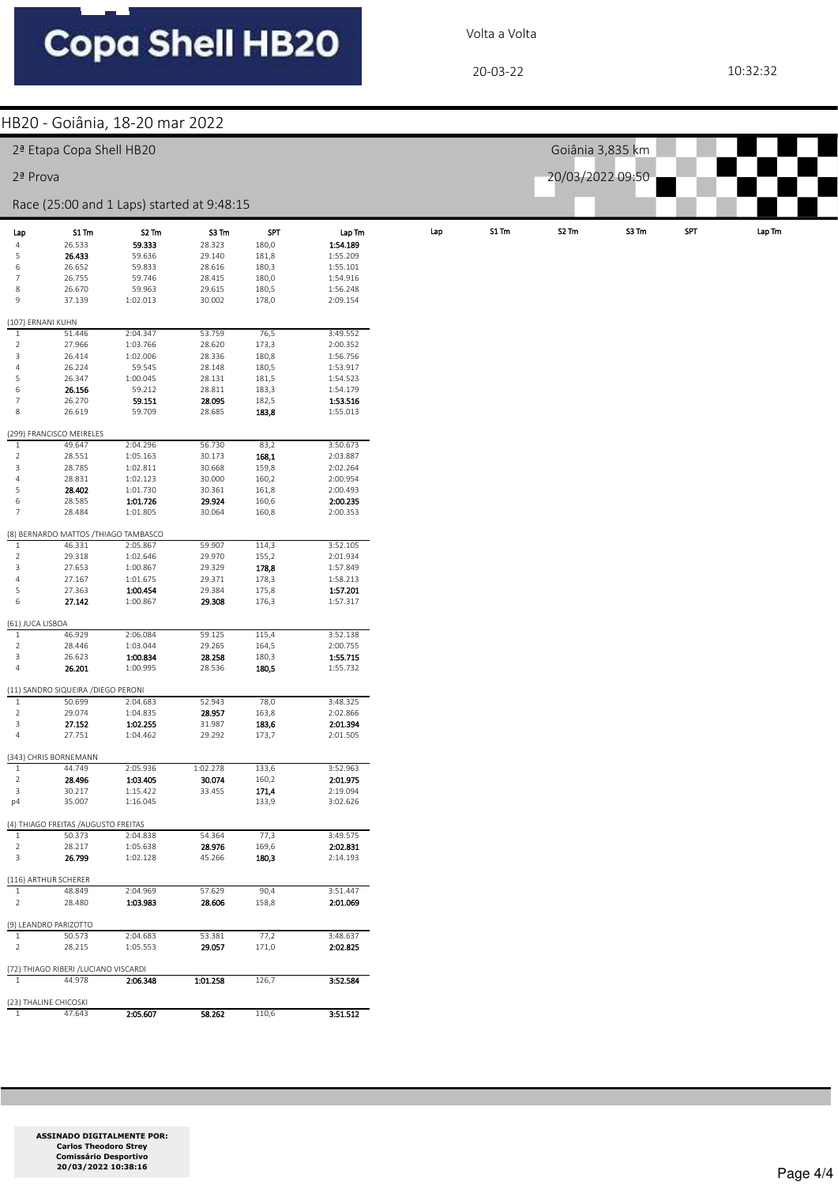# Copa Shell HB20

Volta a Volta

20-03-22

10:32:32

## HB20 - Goiânia, 18-20 mar 2022

2ª Etapa Copa Shell HB20

Goiânia 3,835 km

2ª Prova

20/03/2022 09:50

Race (25:00 and 1 Laps) started at 9:48:15

| Lap | S1 Tm | S2 Tm | S3 Tm | SPT | Lap Tm |
|---|---|---|---|---|---|
| 4 | 26.533 | **59.333** | 28.323 | 180,0 | **1:54.189** |
| 5 | **26.433** | 59.636 | 29.140 | 181,8 | 1:55.209 |
| 6 | 26.652 | 59.833 | 28.616 | 180,3 | 1:55.101 |
| 7 | 26.755 | 59.746 | 28.415 | 180,0 | 1:54.916 |
| 8 | 26.670 | 59.963 | 29.615 | 180,5 | 1:56.248 |
| 9 | 37.139 | 1:02.013 | 30.002 | 178,0 | 2:09.154 |

(107) ERNANI KUHN

| Lap | S1 Tm | S2 Tm | S3 Tm | SPT | Lap Tm |
|---|---|---|---|---|---|
| 1 | 51.446 | 2:04.347 | 53.759 | 76,5 | 3:49.552 |
| 2 | 27.966 | 1:03.766 | 28.620 | 173,3 | 2:00.352 |
| 3 | 26.414 | 1:02.006 | 28.336 | 180,8 | 1:56.756 |
| 4 | 26.224 | 59.545 | 28.148 | 180,5 | 1:53.917 |
| 5 | 26.347 | 1:00.045 | 28.131 | 181,5 | 1:54.523 |
| 6 | **26.156** | 59.212 | 28.811 | 183,3 | 1:54.179 |
| 7 | 26.270 | **59.151** | **28.095** | 182,5 | **1:53.516** |
| 8 | 26.619 | 59.709 | 28.685 | **183,8** | 1:55.013 |

(299) FRANCISCO MEIRELES

| Lap | S1 Tm | S2 Tm | S3 Tm | SPT | Lap Tm |
|---|---|---|---|---|---|
| 1 | 49.647 | 2:04.296 | 56.730 | 83,2 | 3:50.673 |
| 2 | 28.551 | 1:05.163 | 30.173 | **168,1** | 2:03.887 |
| 3 | 28.785 | 1:02.811 | 30.668 | 159,8 | 2:02.264 |
| 4 | 28.831 | 1:02.123 | 30.000 | 160,2 | 2:00.954 |
| 5 | **28.402** | 1:01.730 | 30.361 | 161,8 | 2:00.493 |
| 6 | 28.585 | **1:01.726** | **29.924** | 160,6 | **2:00.235** |
| 7 | 28.484 | 1:01.805 | 30.064 | 160,8 | 2:00.353 |

(8) BERNARDO MATTOS /THIAGO TAMBASCO

| Lap | S1 Tm | S2 Tm | S3 Tm | SPT | Lap Tm |
|---|---|---|---|---|---|
| 1 | 46.331 | 2:05.867 | 59.907 | 114,3 | 3:52.105 |
| 2 | 29.318 | 1:02.646 | 29.970 | 155,2 | 2:01.934 |
| 3 | 27.653 | 1:00.867 | 29.329 | **178,8** | 1:57.849 |
| 4 | 27.167 | 1:01.675 | 29.371 | 178,3 | 1:58.213 |
| 5 | 27.363 | **1:00.454** | 29.384 | 175,8 | **1:57.201** |
| 6 | **27.142** | 1:00.867 | **29.308** | 176,3 | 1:57.317 |

(61) JUCA LISBOA

| Lap | S1 Tm | S2 Tm | S3 Tm | SPT | Lap Tm |
|---|---|---|---|---|---|
| 1 | 46.929 | 2:06.084 | 59.125 | 115,4 | 3:52.138 |
| 2 | 28.446 | 1:03.044 | 29.265 | 164,5 | 2:00.755 |
| 3 | 26.623 | **1:00.834** | **28.258** | 180,3 | **1:55.715** |
| 4 | **26.201** | 1:00.995 | 28.536 | **180,5** | 1:55.732 |

(11) SANDRO SIQUEIRA /DIEGO PERONI

| Lap | S1 Tm | S2 Tm | S3 Tm | SPT | Lap Tm |
|---|---|---|---|---|---|
| 1 | 50.699 | 2:04.683 | 52.943 | 78,0 | 3:48.325 |
| 2 | 29.074 | 1:04.835 | **28.957** | 163,8 | 2:02.866 |
| 3 | **27.152** | **1:02.255** | 31.987 | **183,6** | **2:01.394** |
| 4 | 27.751 | 1:04.462 | 29.292 | 173,7 | 2:01.505 |

(343) CHRIS BORNEMANN

| Lap | S1 Tm | S2 Tm | S3 Tm | SPT | Lap Tm |
|---|---|---|---|---|---|
| 1 | 44.749 | 2:05.936 | 1:02.278 | 133,6 | 3:52.963 |
| 2 | **28.496** | **1:03.405** | **30.074** | 160,2 | **2:01.975** |
| 3 | 30.217 | 1:15.422 | 33.455 | **171,4** | 2:19.094 |
| p4 | 35.007 | 1:16.045 | | 133,9 | 3:02.626 |

(4) THIAGO FREITAS /AUGUSTO FREITAS

| Lap | S1 Tm | S2 Tm | S3 Tm | SPT | Lap Tm |
|---|---|---|---|---|---|
| 1 | 50.373 | 2:04.838 | 54.364 | 77,3 | 3:49.575 |
| 2 | 28.217 | 1:05.638 | **28.976** | 169,6 | **2:02.831** |
| 3 | **26.799** | 1:02.128 | 45.266 | **180,3** | 2:14.193 |

(116) ARTHUR SCHERER

| Lap | S1 Tm | S2 Tm | S3 Tm | SPT | Lap Tm |
|---|---|---|---|---|---|
| 1 | 48.849 | 2:04.969 | 57.629 | 90,4 | 3:51.447 |
| 2 | 28.480 | **1:03.983** | **28.606** | 158,8 | **2:01.069** |

(9) LEANDRO PARIZOTTO

| Lap | S1 Tm | S2 Tm | S3 Tm | SPT | Lap Tm |
|---|---|---|---|---|---|
| 1 | 50.573 | 2:04.683 | 53.381 | 77,2 | 3:48.637 |
| 2 | 28.215 | 1:05.553 | **29.057** | 171,0 | **2:02.825** |

(72) THIAGO RIBERI /LUCIANO VISCARDI

| Lap | S1 Tm | S2 Tm | S3 Tm | SPT | Lap Tm |
|---|---|---|---|---|---|
| 1 | 44.978 | **2:06.348** | **1:01.258** | 126,7 | **3:52.584** |

(23) THALINE CHICOSKI

| Lap | S1 Tm | S2 Tm | S3 Tm | SPT | Lap Tm |
|---|---|---|---|---|---|
| 1 | 47.643 | **2:05.607** | **58.262** | 110,6 | **3:51.512** |

**ASSINADO DIGITALMENTE POR:**
**Carlos Theodoro Strey**
**Comissário Desportivo**
**20/03/2022 10:38:16**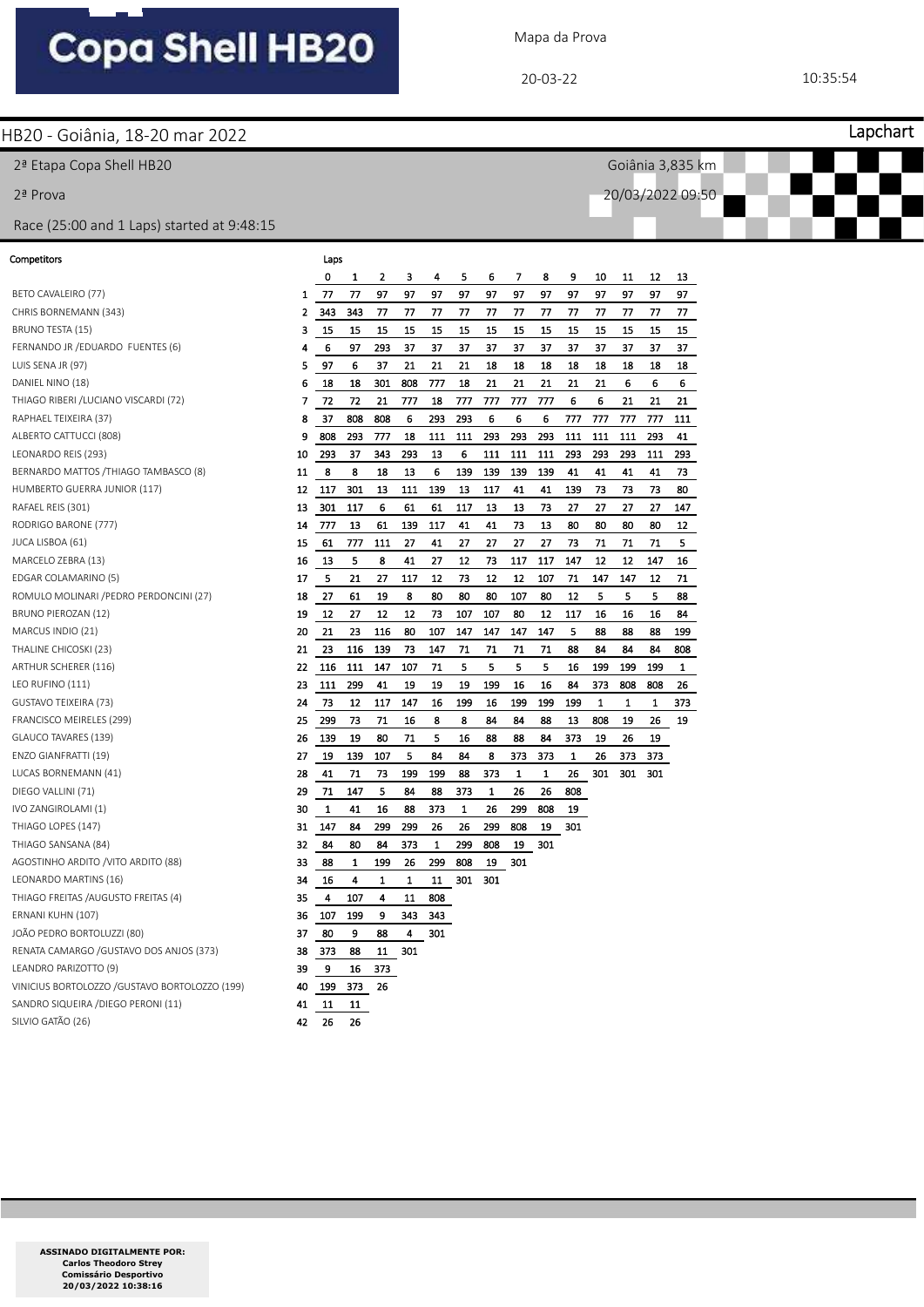# Copa Shell HB20

Mapa da Prova

20-03-22

10:35:54

## HB20 - Goiânia, 18-20 mar 2022

**Lapchart**

2ª Etapa Copa Shell HB20

Goiânia 3,835 km

2ª Prova

20/03/2022 09:50

Race (25:00 and 1 Laps) started at 9:48:15

| Competitors | Pos | 0 | 1 | 2 | 3 | 4 | 5 | 6 | 7 | 8 | 9 | 10 | 11 | 12 | 13 |
|---|---|---|---|---|---|---|---|---|---|---|---|---|---|---|---|
| BETO CAVALEIRO (77) | 1 | 77 | 77 | 97 | 97 | 97 | 97 | 97 | 97 | 97 | 97 | 97 | 97 | 97 | 97 |
| CHRIS BORNEMANN (343) | 2 | 343 | 343 | 77 | 77 | 77 | 77 | 77 | 77 | 77 | 77 | 77 | 77 | 77 | 77 |
| BRUNO TESTA (15) | 3 | 15 | 15 | 15 | 15 | 15 | 15 | 15 | 15 | 15 | 15 | 15 | 15 | 15 | 15 |
| FERNANDO JR /EDUARDO FUENTES (6) | 4 | 6 | 97 | 293 | 37 | 37 | 37 | 37 | 37 | 37 | 37 | 37 | 37 | 37 | 37 |
| LUIS SENA JR (97) | 5 | 97 | 6 | 37 | 21 | 21 | 21 | 18 | 18 | 18 | 18 | 18 | 18 | 18 | 18 |
| DANIEL NINO (18) | 6 | 18 | 18 | 301 | 808 | 777 | 18 | 21 | 21 | 21 | 21 | 21 | 6 | 6 | 6 |
| THIAGO RIBERI /LUCIANO VISCARDI (72) | 7 | 72 | 72 | 21 | 777 | 18 | 777 | 777 | 777 | 777 | 6 | 6 | 21 | 21 | 21 |
| RAPHAEL TEIXEIRA (37) | 8 | 37 | 808 | 808 | 6 | 293 | 293 | 6 | 6 | 6 | 777 | 777 | 777 | 777 | 111 |
| ALBERTO CATTUCCI (808) | 9 | 808 | 293 | 777 | 18 | 111 | 111 | 293 | 293 | 293 | 111 | 111 | 111 | 293 | 41 |
| LEONARDO REIS (293) | 10 | 293 | 37 | 343 | 293 | 13 | 6 | 111 | 111 | 111 | 293 | 293 | 293 | 111 | 293 |
| BERNARDO MATTOS /THIAGO TAMBASCO (8) | 11 | 8 | 8 | 18 | 13 | 6 | 139 | 139 | 139 | 139 | 41 | 41 | 41 | 41 | 73 |
| HUMBERTO GUERRA JUNIOR (117) | 12 | 117 | 301 | 13 | 111 | 139 | 13 | 117 | 41 | 41 | 139 | 73 | 73 | 73 | 80 |
| RAFAEL REIS (301) | 13 | 301 | 117 | 6 | 61 | 61 | 117 | 13 | 13 | 73 | 27 | 27 | 27 | 27 | 147 |
| RODRIGO BARONE (777) | 14 | 777 | 13 | 61 | 139 | 117 | 41 | 41 | 73 | 13 | 80 | 80 | 80 | 80 | 12 |
| JUCA LISBOA (61) | 15 | 61 | 777 | 111 | 27 | 41 | 27 | 27 | 27 | 27 | 73 | 71 | 71 | 71 | 5 |
| MARCELO ZEBRA (13) | 16 | 13 | 5 | 8 | 41 | 27 | 12 | 73 | 117 | 117 | 147 | 12 | 12 | 147 | 16 |
| EDGAR COLAMARINO (5) | 17 | 5 | 21 | 27 | 117 | 12 | 73 | 12 | 12 | 107 | 71 | 147 | 147 | 12 | 71 |
| ROMULO MOLINARI /PEDRO PERDONCINI (27) | 18 | 27 | 61 | 19 | 8 | 80 | 80 | 80 | 107 | 80 | 12 | 5 | 5 | 5 | 88 |
| BRUNO PIEROZAN (12) | 19 | 12 | 27 | 12 | 12 | 73 | 107 | 107 | 80 | 12 | 117 | 16 | 16 | 16 | 84 |
| MARCUS INDIO (21) | 20 | 21 | 23 | 116 | 80 | 107 | 147 | 147 | 147 | 147 | 5 | 88 | 88 | 88 | 199 |
| THALINE CHICOSKI (23) | 21 | 23 | 116 | 139 | 73 | 147 | 71 | 71 | 71 | 71 | 88 | 84 | 84 | 84 | 808 |
| ARTHUR SCHERER (116) | 22 | 116 | 111 | 147 | 107 | 71 | 5 | 5 | 5 | 5 | 16 | 199 | 199 | 199 | 1 |
| LEO RUFINO (111) | 23 | 111 | 299 | 41 | 19 | 19 | 19 | 199 | 16 | 16 | 84 | 373 | 808 | 808 | 26 |
| GUSTAVO TEIXEIRA (73) | 24 | 73 | 12 | 117 | 147 | 16 | 199 | 16 | 199 | 199 | 199 | 1 | 1 | 1 | 373 |
| FRANCISCO MEIRELES (299) | 25 | 299 | 73 | 71 | 16 | 8 | 8 | 84 | 84 | 88 | 13 | 808 | 19 | 26 | 19 |
| GLAUCO TAVARES (139) | 26 | 139 | 19 | 80 | 71 | 5 | 16 | 88 | 88 | 84 | 373 | 19 | 26 | 19 | |
| ENZO GIANFRATTI (19) | 27 | 19 | 139 | 107 | 5 | 84 | 84 | 8 | 373 | 373 | 1 | 26 | 373 | 373 | |
| LUCAS BORNEMANN (41) | 28 | 41 | 71 | 73 | 199 | 199 | 88 | 373 | 1 | 1 | 26 | 301 | 301 | 301 | |
| DIEGO VALLINI (71) | 29 | 71 | 147 | 5 | 84 | 88 | 373 | 1 | 26 | 26 | 808 | | | | |
| IVO ZANGIROLAMI (1) | 30 | 1 | 41 | 16 | 88 | 373 | 1 | 26 | 299 | 808 | 19 | | | | |
| THIAGO LOPES (147) | 31 | 147 | 84 | 299 | 299 | 26 | 26 | 299 | 808 | 19 | 301 | | | | |
| THIAGO SANSANA (84) | 32 | 84 | 80 | 84 | 373 | 1 | 299 | 808 | 19 | 301 | | | | | |
| AGOSTINHO ARDITO /VITO ARDITO (88) | 33 | 88 | 1 | 199 | 26 | 299 | 808 | 19 | 301 | | | | | | |
| LEONARDO MARTINS (16) | 34 | 16 | 4 | 1 | 1 | 11 | 301 | 301 | | | | | | | |
| THIAGO FREITAS /AUGUSTO FREITAS (4) | 35 | 4 | 107 | 4 | 11 | 808 | | | | | | | | | |
| ERNANI KUHN (107) | 36 | 107 | 199 | 9 | 343 | 343 | | | | | | | | | |
| JOÃO PEDRO BORTOLUZZI (80) | 37 | 80 | 9 | 88 | 4 | 301 | | | | | | | | | |
| RENATA CAMARGO /GUSTAVO DOS ANJOS (373) | 38 | 373 | 88 | 11 | 301 | | | | | | | | | | |
| LEANDRO PARIZOTTO (9) | 39 | 9 | 16 | 373 | | | | | | | | | | | |
| VINICIUS BORTOLOZZO /GUSTAVO BORTOLOZZO (199) | 40 | 199 | 373 | 26 | | | | | | | | | | | |
| SANDRO SIQUEIRA /DIEGO PERONI (11) | 41 | 11 | 11 | | | | | | | | | | | | |
| SILVIO GATÃO (26) | 42 | 26 | 26 | | | | | | | | | | | | |

**ASSINADO DIGITALMENTE POR:**
**Carlos Theodoro Strey**
**Comissário Desportivo**
**20/03/2022 10:38:16**